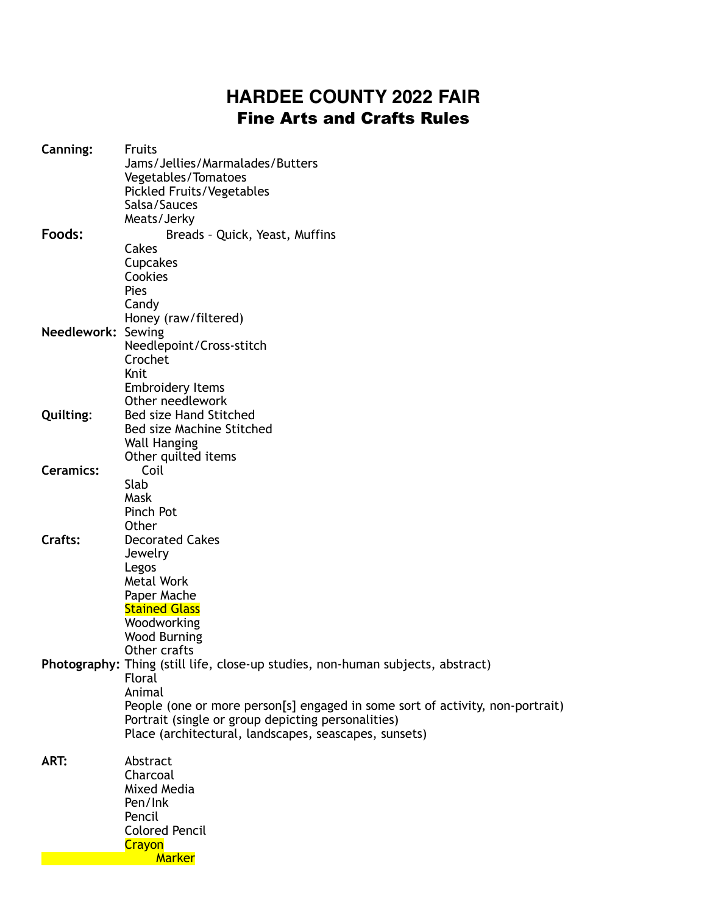# HARDEE COUNTY 2022 FAIR
## Fine Arts and Crafts Rules

**Canning:**
- Fruits
- Jams/Jellies/Marmalades/Butters
- Vegetables/Tomatoes
- Pickled Fruits/Vegetables
- Salsa/Sauces
- Meats/Jerky

**Foods:**
- Breads – Quick, Yeast, Muffins
- Cakes
- Cupcakes
- Cookies
- Pies
- Candy
- Honey (raw/filtered)

**Needlework:**
- Sewing
- Needlepoint/Cross-stitch
- Crochet
- Knit
- Embroidery Items
- Other needlework

**Quilting**:
- Bed size Hand Stitched
- Bed size Machine Stitched
- Wall Hanging
- Other quilted items

**Ceramics:**
- Coil
- Slab
- Mask
- Pinch Pot
- Other

**Crafts:**
- Decorated Cakes
- Jewelry
- Legos
- Metal Work
- Paper Mache
- Stained Glass
- Woodworking
- Wood Burning
- Other crafts

**Photography:**
- Thing (still life, close-up studies, non-human subjects, abstract)
- Floral
- Animal
- People (one or more person[s] engaged in some sort of activity, non-portrait)
- Portrait (single or group depicting personalities)
- Place (architectural, landscapes, seascapes, sunsets)

**ART:**
- Abstract
- Charcoal
- Mixed Media
- Pen/Ink
- Pencil
- Colored Pencil
- Crayon
- Marker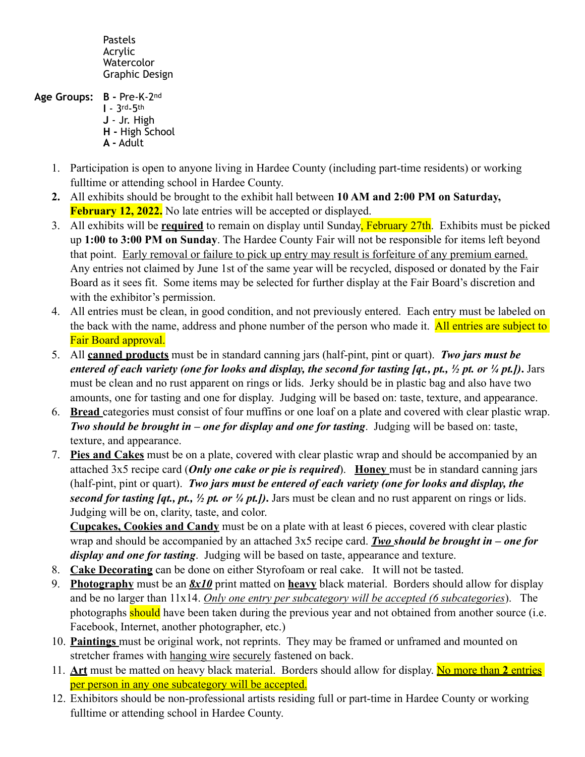Pastels
Acrylic
Watercolor
Graphic Design

**Age Groups:** **B -** Pre-K-2nd
**I** - 3rd-5th
**J** - Jr. High
**H -** High School
**A -** Adult

1. Participation is open to anyone living in Hardee County (including part-time residents) or working fulltime or attending school in Hardee County.
2. All exhibits should be brought to the exhibit hall between **10 AM and 2:00 PM on Saturday, February 12, 2022.** No late entries will be accepted or displayed.
3. All exhibits will be **required** to remain on display until Sunday, February 27th. Exhibits must be picked up **1:00 to 3:00 PM on Sunday**. The Hardee County Fair will not be responsible for items left beyond that point. Early removal or failure to pick up entry may result is forfeiture of any premium earned. Any entries not claimed by June 1st of the same year will be recycled, disposed or donated by the Fair Board as it sees fit. Some items may be selected for further display at the Fair Board's discretion and with the exhibitor's permission.
4. All entries must be clean, in good condition, and not previously entered. Each entry must be labeled on the back with the name, address and phone number of the person who made it. All entries are subject to Fair Board approval.
5. All **canned products** must be in standard canning jars (half-pint, pint or quart). ***Two jars must be entered of each variety (one for looks and display, the second for tasting [qt., pt., ½ pt. or ¼ pt.]).*** Jars must be clean and no rust apparent on rings or lids. Jerky should be in plastic bag and also have two amounts, one for tasting and one for display. Judging will be based on: taste, texture, and appearance.
6. **Bread** categories must consist of four muffins or one loaf on a plate and covered with clear plastic wrap. ***Two should be brought in – one for display and one for tasting***. Judging will be based on: taste, texture, and appearance.
7. **Pies and Cakes** must be on a plate, covered with clear plastic wrap and should be accompanied by an attached 3x5 recipe card (***Only one cake or pie is required***). **Honey** must be in standard canning jars (half-pint, pint or quart). ***Two jars must be entered of each variety (one for looks and display, the second for tasting [qt., pt., ½ pt. or ¼ pt.]).*** Jars must be clean and no rust apparent on rings or lids. Judging will be on, clarity, taste, and color.
   **Cupcakes, Cookies and Candy** must be on a plate with at least 6 pieces, covered with clear plastic wrap and should be accompanied by an attached 3x5 recipe card. ***Two should be brought in – one for display and one for tasting***. Judging will be based on taste, appearance and texture.
8. **Cake Decorating** can be done on either Styrofoam or real cake. It will not be tasted.
9. **Photography** must be an ***8x10*** print matted on **heavy** black material. Borders should allow for display and be no larger than 11x14. *Only one entry per subcategory will be accepted (6 subcategories*). The photographs should have been taken during the previous year and not obtained from another source (i.e. Facebook, Internet, another photographer, etc.)
10. **Paintings** must be original work, not reprints. They may be framed or unframed and mounted on stretcher frames with hanging wire securely fastened on back.
11. **Art** must be matted on heavy black material. Borders should allow for display. No more than **2** entries per person in any one subcategory will be accepted.
12. Exhibitors should be non-professional artists residing full or part-time in Hardee County or working fulltime or attending school in Hardee County.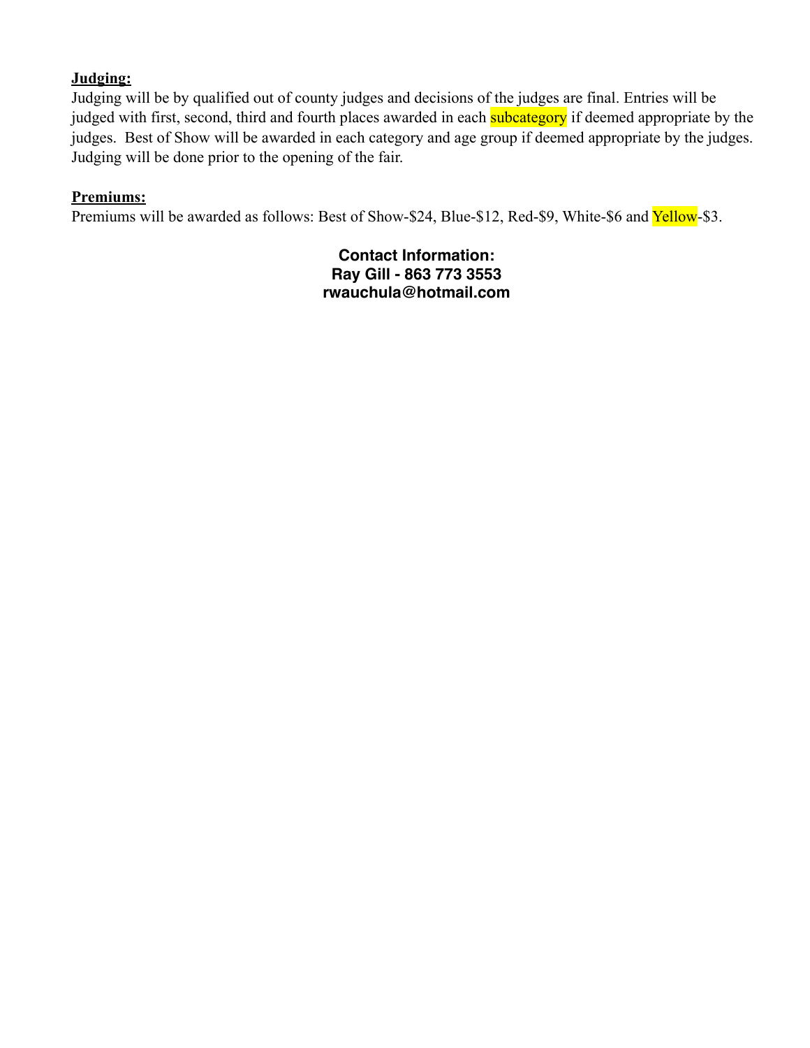**Judging:**

Judging will be by qualified out of county judges and decisions of the judges are final. Entries will be judged with first, second, third and fourth places awarded in each subcategory if deemed appropriate by the judges. Best of Show will be awarded in each category and age group if deemed appropriate by the judges. Judging will be done prior to the opening of the fair.

**Premiums:**

Premiums will be awarded as follows: Best of Show-$24, Blue-$12, Red-$9, White-$6 and Yellow-$3.

**Contact Information:**
**Ray Gill - 863 773 3553**
**rwauchula@hotmail.com**